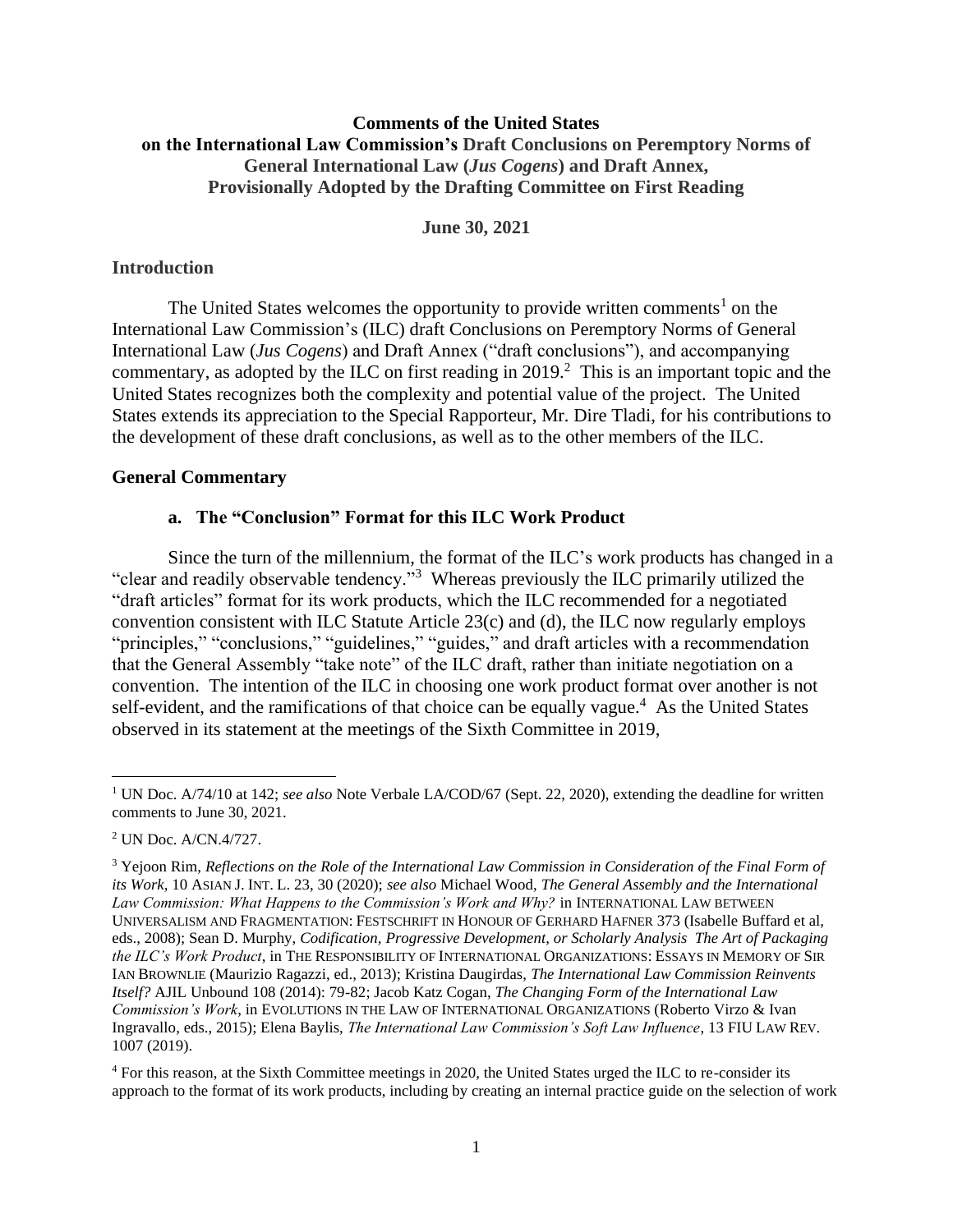**Comments of the United States on the International Law Commission's Draft Conclusions on Peremptory Norms of General International Law (*Jus Cogens*) and Draft Annex, Provisionally Adopted by the Drafting Committee on First Reading**

**June 30, 2021**

## Introduction

The United States welcomes the opportunity to provide written comments[1] on the International Law Commission's (ILC) draft Conclusions on Peremptory Norms of General International Law (*Jus Cogens*) and Draft Annex ("draft conclusions"), and accompanying commentary, as adopted by the ILC on first reading in 2019.[2] This is an important topic and the United States recognizes both the complexity and potential value of the project. The United States extends its appreciation to the Special Rapporteur, Mr. Dire Tladi, for his contributions to the development of these draft conclusions, as well as to the other members of the ILC.

## General Commentary

### a. The "Conclusion" Format for this ILC Work Product

Since the turn of the millennium, the format of the ILC's work products has changed in a "clear and readily observable tendency."[3] Whereas previously the ILC primarily utilized the "draft articles" format for its work products, which the ILC recommended for a negotiated convention consistent with ILC Statute Article 23(c) and (d), the ILC now regularly employs "principles," "conclusions," "guidelines," "guides," and draft articles with a recommendation that the General Assembly "take note" of the ILC draft, rather than initiate negotiation on a convention. The intention of the ILC in choosing one work product format over another is not self-evident, and the ramifications of that choice can be equally vague.[4] As the United States observed in its statement at the meetings of the Sixth Committee in 2019,

---

[1] UN Doc. A/74/10 at 142; *see also* Note Verbale LA/COD/67 (Sept. 22, 2020), extending the deadline for written comments to June 30, 2021.

[2] UN Doc. A/CN.4/727.

[3] Yejoon Rim, *Reflections on the Role of the International Law Commission in Consideration of the Final Form of its Work*, 10 ASIAN J. INT. L. 23, 30 (2020); *see also* Michael Wood, *The General Assembly and the International Law Commission: What Happens to the Commission's Work and Why?* in INTERNATIONAL LAW BETWEEN UNIVERSALISM AND FRAGMENTATION: FESTSCHRIFT IN HONOUR OF GERHARD HAFNER 373 (Isabelle Buffard et al, eds., 2008); Sean D. Murphy, *Codification, Progressive Development, or Scholarly Analysis The Art of Packaging the ILC's Work Product*, in THE RESPONSIBILITY OF INTERNATIONAL ORGANIZATIONS: ESSAYS IN MEMORY OF SIR IAN BROWNLIE (Maurizio Ragazzi, ed., 2013); Kristina Daugirdas, *The International Law Commission Reinvents Itself?* AJIL Unbound 108 (2014): 79-82; Jacob Katz Cogan, *The Changing Form of the International Law Commission's Work*, in EVOLUTIONS IN THE LAW OF INTERNATIONAL ORGANIZATIONS (Roberto Virzo & Ivan Ingravallo, eds., 2015); Elena Baylis, *The International Law Commission's Soft Law Influence*, 13 FIU LAW REV. 1007 (2019).

[4] For this reason, at the Sixth Committee meetings in 2020, the United States urged the ILC to re-consider its approach to the format of its work products, including by creating an internal practice guide on the selection of work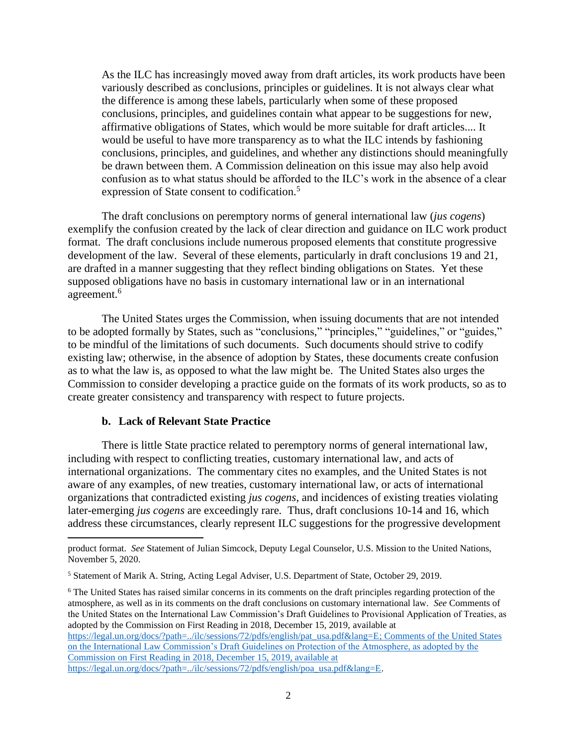> As the ILC has increasingly moved away from draft articles, its work products have been variously described as conclusions, principles or guidelines. It is not always clear what the difference is among these labels, particularly when some of these proposed conclusions, principles, and guidelines contain what appear to be suggestions for new, affirmative obligations of States, which would be more suitable for draft articles.... It would be useful to have more transparency as to what the ILC intends by fashioning conclusions, principles, and guidelines, and whether any distinctions should meaningfully be drawn between them. A Commission delineation on this issue may also help avoid confusion as to what status should be afforded to the ILC's work in the absence of a clear expression of State consent to codification.[5]

The draft conclusions on peremptory norms of general international law (*jus cogens*) exemplify the confusion created by the lack of clear direction and guidance on ILC work product format. The draft conclusions include numerous proposed elements that constitute progressive development of the law. Several of these elements, particularly in draft conclusions 19 and 21, are drafted in a manner suggesting that they reflect binding obligations on States. Yet these supposed obligations have no basis in customary international law or in an international agreement.[6]

The United States urges the Commission, when issuing documents that are not intended to be adopted formally by States, such as "conclusions," "principles," "guidelines," or "guides," to be mindful of the limitations of such documents. Such documents should strive to codify existing law; otherwise, in the absence of adoption by States, these documents create confusion as to what the law is, as opposed to what the law might be. The United States also urges the Commission to consider developing a practice guide on the formats of its work products, so as to create greater consistency and transparency with respect to future projects.

#### b. Lack of Relevant State Practice

There is little State practice related to peremptory norms of general international law, including with respect to conflicting treaties, customary international law, and acts of international organizations. The commentary cites no examples, and the United States is not aware of any examples, of new treaties, customary international law, or acts of international organizations that contradicted existing *jus cogens*, and incidences of existing treaties violating later-emerging *jus cogens* are exceedingly rare. Thus, draft conclusions 10-14 and 16, which address these circumstances, clearly represent ILC suggestions for the progressive development

---

product format. *See* Statement of Julian Simcock, Deputy Legal Counselor, U.S. Mission to the United Nations, November 5, 2020.

[5] Statement of Marik A. String, Acting Legal Adviser, U.S. Department of State, October 29, 2019.

[6] The United States has raised similar concerns in its comments on the draft principles regarding protection of the atmosphere, as well as in its comments on the draft conclusions on customary international law. *See* Comments of the United States on the International Law Commission's Draft Guidelines to Provisional Application of Treaties, as adopted by the Commission on First Reading in 2018, December 15, 2019, available at https://legal.un.org/docs/?path=../ilc/sessions/72/pdfs/english/pat_usa.pdf&lang=E; Comments of the United States on the International Law Commission's Draft Guidelines on Protection of the Atmosphere, as adopted by the Commission on First Reading in 2018, December 15, 2019, available at https://legal.un.org/docs/?path=../ilc/sessions/72/pdfs/english/poa_usa.pdf&lang=E.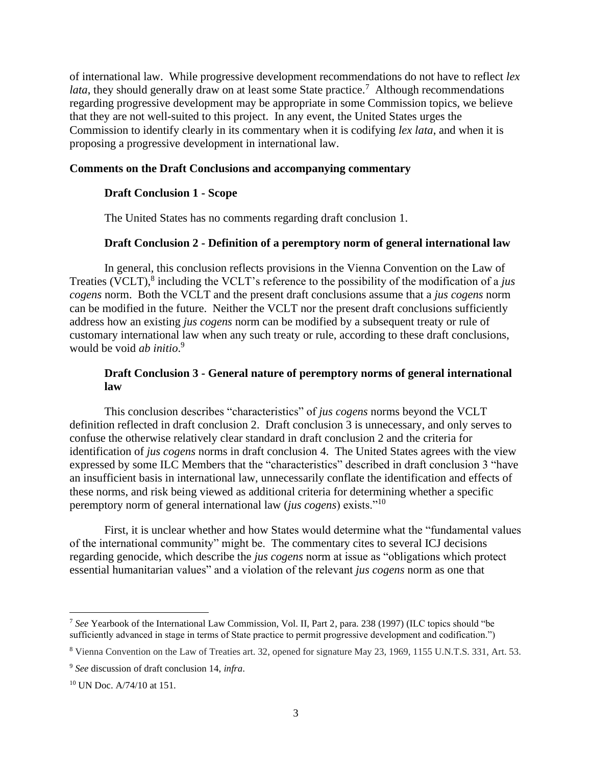of international law. While progressive development recommendations do not have to reflect *lex lata*, they should generally draw on at least some State practice.[7] Although recommendations regarding progressive development may be appropriate in some Commission topics, we believe that they are not well-suited to this project. In any event, the United States urges the Commission to identify clearly in its commentary when it is codifying *lex lata*, and when it is proposing a progressive development in international law.

**Comments on the Draft Conclusions and accompanying commentary**

**Draft Conclusion 1 - Scope**

The United States has no comments regarding draft conclusion 1.

**Draft Conclusion 2 - Definition of a peremptory norm of general international law**

In general, this conclusion reflects provisions in the Vienna Convention on the Law of Treaties (VCLT),[8] including the VCLT's reference to the possibility of the modification of a *jus cogens* norm. Both the VCLT and the present draft conclusions assume that a *jus cogens* norm can be modified in the future. Neither the VCLT nor the present draft conclusions sufficiently address how an existing *jus cogens* norm can be modified by a subsequent treaty or rule of customary international law when any such treaty or rule, according to these draft conclusions, would be void *ab initio*.[9]

**Draft Conclusion 3 - General nature of peremptory norms of general international law**

This conclusion describes "characteristics" of *jus cogens* norms beyond the VCLT definition reflected in draft conclusion 2. Draft conclusion 3 is unnecessary, and only serves to confuse the otherwise relatively clear standard in draft conclusion 2 and the criteria for identification of *jus cogens* norms in draft conclusion 4. The United States agrees with the view expressed by some ILC Members that the "characteristics" described in draft conclusion 3 "have an insufficient basis in international law, unnecessarily conflate the identification and effects of these norms, and risk being viewed as additional criteria for determining whether a specific peremptory norm of general international law (*jus cogens*) exists."[10]

First, it is unclear whether and how States would determine what the "fundamental values of the international community" might be. The commentary cites to several ICJ decisions regarding genocide, which describe the *jus cogens* norm at issue as "obligations which protect essential humanitarian values" and a violation of the relevant *jus cogens* norm as one that

---

[7] *See* Yearbook of the International Law Commission, Vol. II, Part 2, para. 238 (1997) (ILC topics should "be sufficiently advanced in stage in terms of State practice to permit progressive development and codification.")

[8] Vienna Convention on the Law of Treaties art. 32, opened for signature May 23, 1969, 1155 U.N.T.S. 331, Art. 53.

[9] *See* discussion of draft conclusion 14, *infra*.

[10] UN Doc. A/74/10 at 151.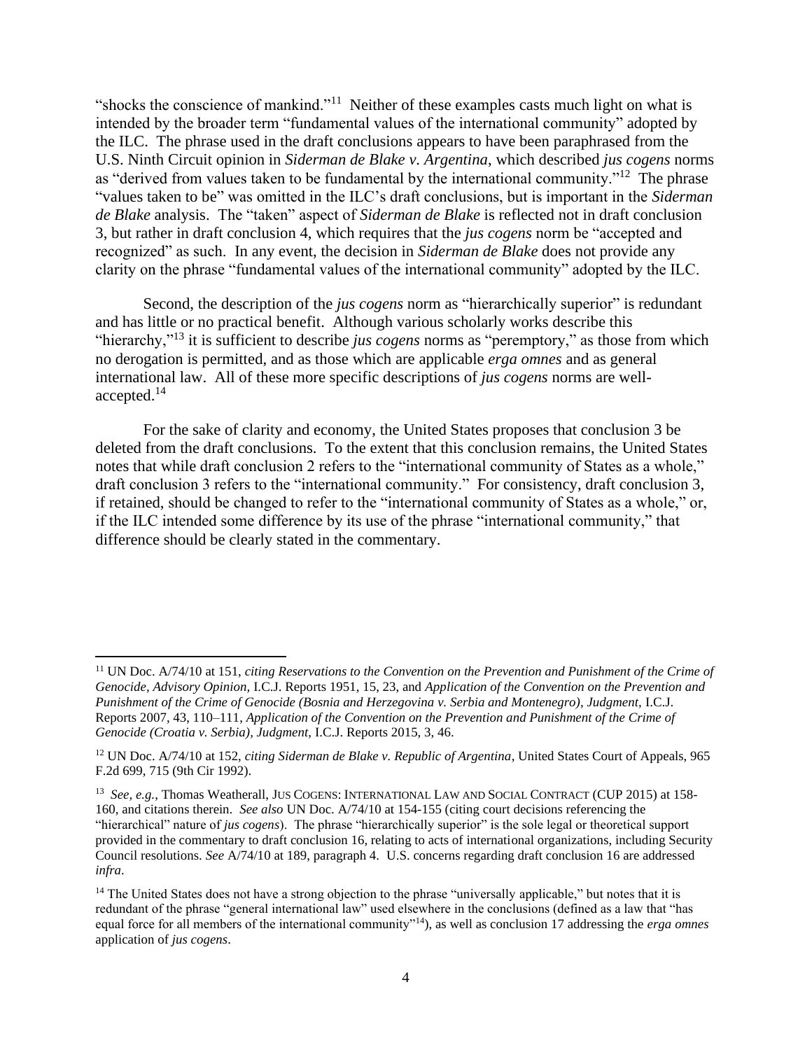"shocks the conscience of mankind."[11] Neither of these examples casts much light on what is intended by the broader term "fundamental values of the international community" adopted by the ILC. The phrase used in the draft conclusions appears to have been paraphrased from the U.S. Ninth Circuit opinion in *Siderman de Blake v. Argentina*, which described *jus cogens* norms as "derived from values taken to be fundamental by the international community."[12] The phrase "values taken to be" was omitted in the ILC's draft conclusions, but is important in the *Siderman de Blake* analysis. The "taken" aspect of *Siderman de Blake* is reflected not in draft conclusion 3, but rather in draft conclusion 4, which requires that the *jus cogens* norm be "accepted and recognized" as such. In any event, the decision in *Siderman de Blake* does not provide any clarity on the phrase "fundamental values of the international community" adopted by the ILC.

Second, the description of the *jus cogens* norm as "hierarchically superior" is redundant and has little or no practical benefit. Although various scholarly works describe this "hierarchy,"[13] it is sufficient to describe *jus cogens* norms as "peremptory," as those from which no derogation is permitted, and as those which are applicable *erga omnes* and as general international law. All of these more specific descriptions of *jus cogens* norms are well-accepted.[14]

For the sake of clarity and economy, the United States proposes that conclusion 3 be deleted from the draft conclusions. To the extent that this conclusion remains, the United States notes that while draft conclusion 2 refers to the "international community of States as a whole," draft conclusion 3 refers to the "international community." For consistency, draft conclusion 3, if retained, should be changed to refer to the "international community of States as a whole," or, if the ILC intended some difference by its use of the phrase "international community," that difference should be clearly stated in the commentary.

---

[11] UN Doc. A/74/10 at 151, *citing Reservations to the Convention on the Prevention and Punishment of the Crime of Genocide, Advisory Opinion,* I.C.J. Reports 1951, 15, 23, and *Application of the Convention on the Prevention and Punishment of the Crime of Genocide (Bosnia and Herzegovina v. Serbia and Montenegro), Judgment,* I.C.J. Reports 2007, 43, 110–111, *Application of the Convention on the Prevention and Punishment of the Crime of Genocide (Croatia v. Serbia), Judgment,* I.C.J. Reports 2015, 3, 46.

[12] UN Doc. A/74/10 at 152, *citing Siderman de Blake v. Republic of Argentina*, United States Court of Appeals, 965 F.2d 699, 715 (9th Cir 1992).

[13] *See, e.g.*, Thomas Weatherall, JUS COGENS: INTERNATIONAL LAW AND SOCIAL CONTRACT (CUP 2015) at 158-160, and citations therein. *See also* UN Doc. A/74/10 at 154-155 (citing court decisions referencing the "hierarchical" nature of *jus cogens*). The phrase "hierarchically superior" is the sole legal or theoretical support provided in the commentary to draft conclusion 16, relating to acts of international organizations, including Security Council resolutions. *See* A/74/10 at 189, paragraph 4. U.S. concerns regarding draft conclusion 16 are addressed *infra*.

[14] The United States does not have a strong objection to the phrase "universally applicable," but notes that it is redundant of the phrase "general international law" used elsewhere in the conclusions (defined as a law that "has equal force for all members of the international community"[14]), as well as conclusion 17 addressing the *erga omnes* application of *jus cogens*.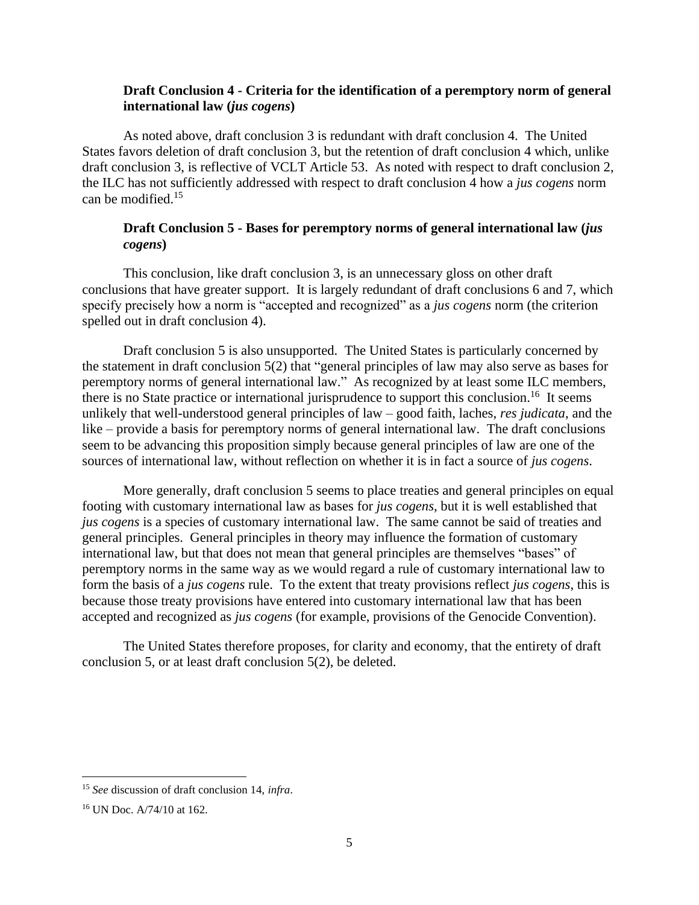### Draft Conclusion 4 - Criteria for the identification of a peremptory norm of general international law (*jus cogens*)

As noted above, draft conclusion 3 is redundant with draft conclusion 4. The United States favors deletion of draft conclusion 3, but the retention of draft conclusion 4 which, unlike draft conclusion 3, is reflective of VCLT Article 53. As noted with respect to draft conclusion 2, the ILC has not sufficiently addressed with respect to draft conclusion 4 how a *jus cogens* norm can be modified.[15]

### Draft Conclusion 5 - Bases for peremptory norms of general international law (*jus cogens*)

This conclusion, like draft conclusion 3, is an unnecessary gloss on other draft conclusions that have greater support. It is largely redundant of draft conclusions 6 and 7, which specify precisely how a norm is "accepted and recognized" as a *jus cogens* norm (the criterion spelled out in draft conclusion 4).

Draft conclusion 5 is also unsupported. The United States is particularly concerned by the statement in draft conclusion 5(2) that "general principles of law may also serve as bases for peremptory norms of general international law." As recognized by at least some ILC members, there is no State practice or international jurisprudence to support this conclusion.[16] It seems unlikely that well-understood general principles of law – good faith, laches, *res judicata*, and the like – provide a basis for peremptory norms of general international law. The draft conclusions seem to be advancing this proposition simply because general principles of law are one of the sources of international law, without reflection on whether it is in fact a source of *jus cogens*.

More generally, draft conclusion 5 seems to place treaties and general principles on equal footing with customary international law as bases for *jus cogens*, but it is well established that *jus cogens* is a species of customary international law. The same cannot be said of treaties and general principles. General principles in theory may influence the formation of customary international law, but that does not mean that general principles are themselves "bases" of peremptory norms in the same way as we would regard a rule of customary international law to form the basis of a *jus cogens* rule. To the extent that treaty provisions reflect *jus cogens*, this is because those treaty provisions have entered into customary international law that has been accepted and recognized as *jus cogens* (for example, provisions of the Genocide Convention).

The United States therefore proposes, for clarity and economy, that the entirety of draft conclusion 5, or at least draft conclusion 5(2), be deleted.

---

[15] *See* discussion of draft conclusion 14, *infra*.

[16] UN Doc. A/74/10 at 162.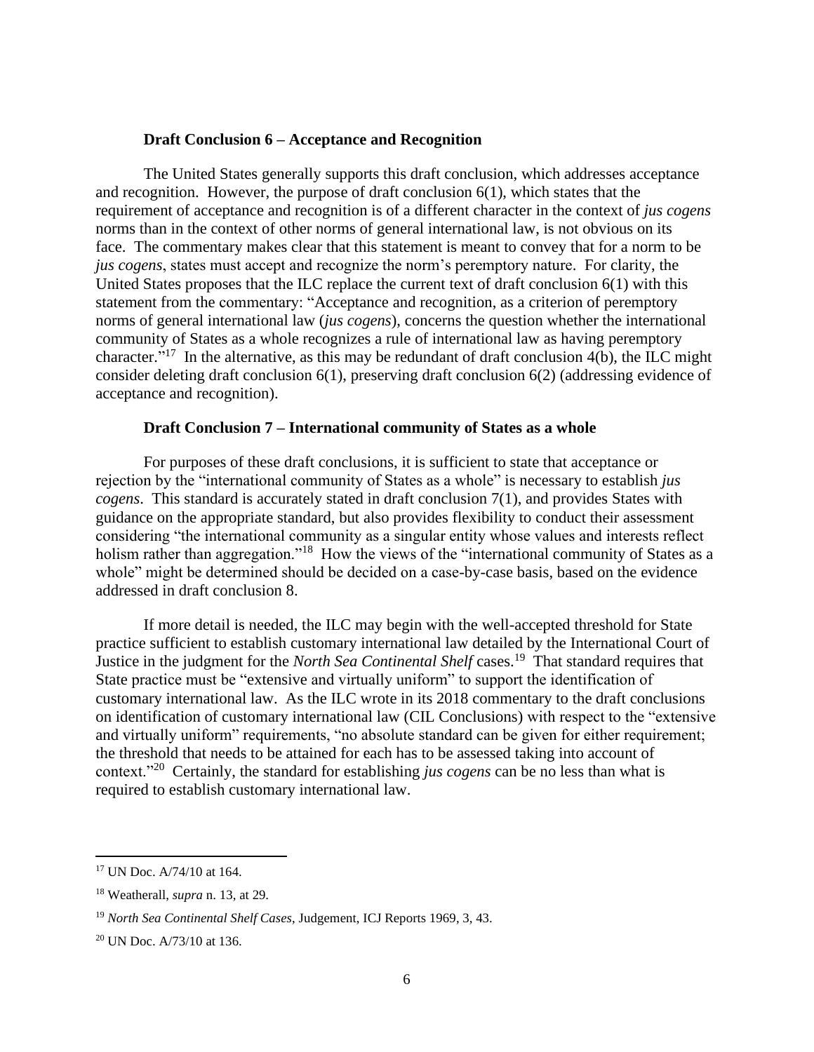### Draft Conclusion 6 – Acceptance and Recognition

The United States generally supports this draft conclusion, which addresses acceptance and recognition. However, the purpose of draft conclusion 6(1), which states that the requirement of acceptance and recognition is of a different character in the context of *jus cogens* norms than in the context of other norms of general international law, is not obvious on its face. The commentary makes clear that this statement is meant to convey that for a norm to be *jus cogens*, states must accept and recognize the norm's peremptory nature. For clarity, the United States proposes that the ILC replace the current text of draft conclusion 6(1) with this statement from the commentary: "Acceptance and recognition, as a criterion of peremptory norms of general international law (*jus cogens*), concerns the question whether the international community of States as a whole recognizes a rule of international law as having peremptory character."[17] In the alternative, as this may be redundant of draft conclusion 4(b), the ILC might consider deleting draft conclusion 6(1), preserving draft conclusion 6(2) (addressing evidence of acceptance and recognition).

### Draft Conclusion 7 – International community of States as a whole

For purposes of these draft conclusions, it is sufficient to state that acceptance or rejection by the "international community of States as a whole" is necessary to establish *jus cogens*. This standard is accurately stated in draft conclusion 7(1), and provides States with guidance on the appropriate standard, but also provides flexibility to conduct their assessment considering "the international community as a singular entity whose values and interests reflect holism rather than aggregation."[18] How the views of the "international community of States as a whole" might be determined should be decided on a case-by-case basis, based on the evidence addressed in draft conclusion 8.

If more detail is needed, the ILC may begin with the well-accepted threshold for State practice sufficient to establish customary international law detailed by the International Court of Justice in the judgment for the *North Sea Continental Shelf* cases.[19] That standard requires that State practice must be "extensive and virtually uniform" to support the identification of customary international law. As the ILC wrote in its 2018 commentary to the draft conclusions on identification of customary international law (CIL Conclusions) with respect to the "extensive and virtually uniform" requirements, "no absolute standard can be given for either requirement; the threshold that needs to be attained for each has to be assessed taking into account of context."[20] Certainly, the standard for establishing *jus cogens* can be no less than what is required to establish customary international law.

---

[17] UN Doc. A/74/10 at 164.

[18] Weatherall, *supra* n. 13, at 29.

[19] *North Sea Continental Shelf Cases*, Judgement, ICJ Reports 1969, 3, 43.

[20] UN Doc. A/73/10 at 136.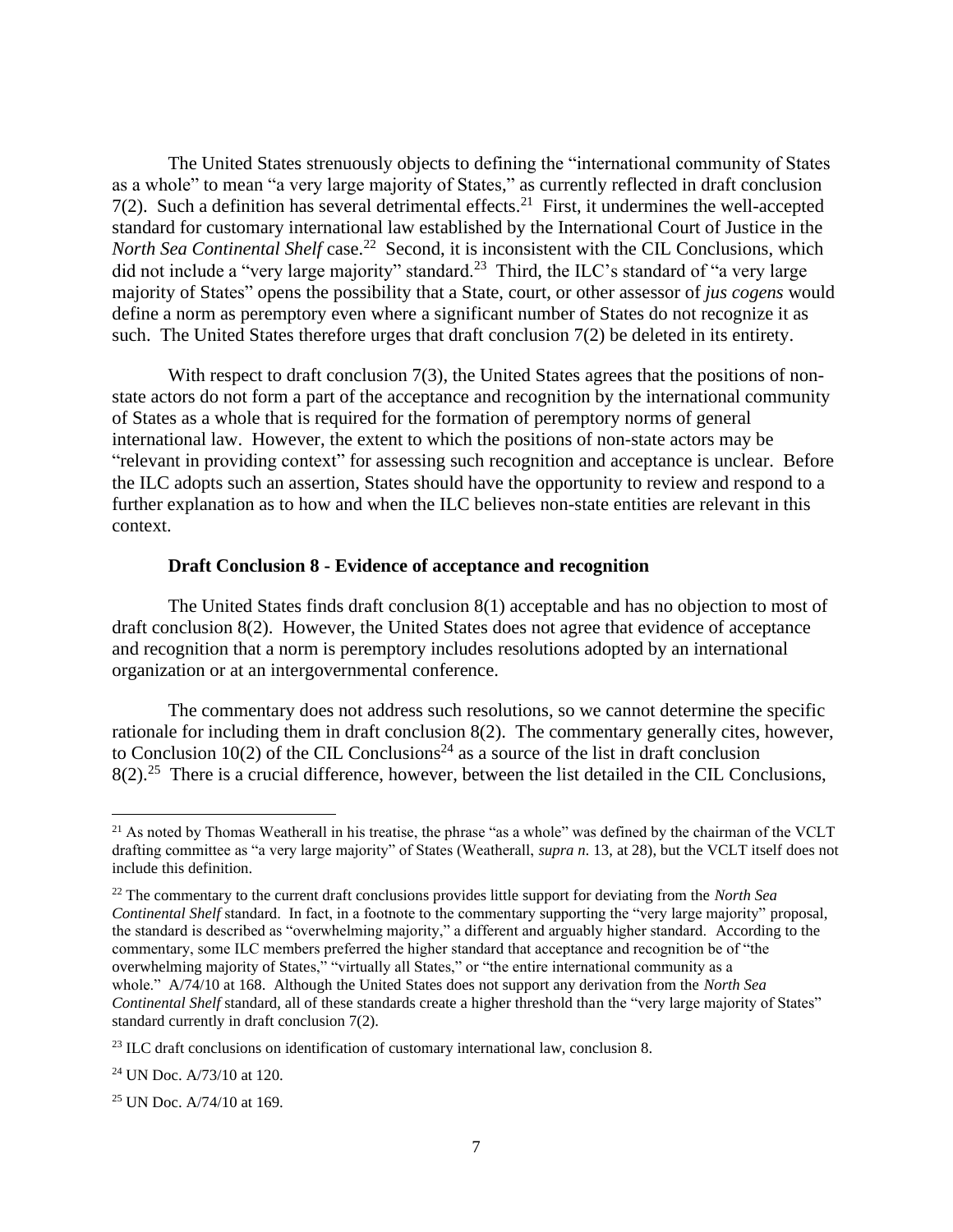The United States strenuously objects to defining the "international community of States as a whole" to mean "a very large majority of States," as currently reflected in draft conclusion 7(2). Such a definition has several detrimental effects.[21] First, it undermines the well-accepted standard for customary international law established by the International Court of Justice in the *North Sea Continental Shelf* case.[22] Second, it is inconsistent with the CIL Conclusions, which did not include a "very large majority" standard.[23] Third, the ILC's standard of "a very large majority of States" opens the possibility that a State, court, or other assessor of *jus cogens* would define a norm as peremptory even where a significant number of States do not recognize it as such. The United States therefore urges that draft conclusion 7(2) be deleted in its entirety.

With respect to draft conclusion 7(3), the United States agrees that the positions of non-state actors do not form a part of the acceptance and recognition by the international community of States as a whole that is required for the formation of peremptory norms of general international law. However, the extent to which the positions of non-state actors may be "relevant in providing context" for assessing such recognition and acceptance is unclear. Before the ILC adopts such an assertion, States should have the opportunity to review and respond to a further explanation as to how and when the ILC believes non-state entities are relevant in this context.

**Draft Conclusion 8 - Evidence of acceptance and recognition**

The United States finds draft conclusion 8(1) acceptable and has no objection to most of draft conclusion 8(2). However, the United States does not agree that evidence of acceptance and recognition that a norm is peremptory includes resolutions adopted by an international organization or at an intergovernmental conference.

The commentary does not address such resolutions, so we cannot determine the specific rationale for including them in draft conclusion 8(2). The commentary generally cites, however, to Conclusion 10(2) of the CIL Conclusions[24] as a source of the list in draft conclusion 8(2).[25] There is a crucial difference, however, between the list detailed in the CIL Conclusions,

---

[21] As noted by Thomas Weatherall in his treatise, the phrase "as a whole" was defined by the chairman of the VCLT drafting committee as "a very large majority" of States (Weatherall, *supra n*. 13, at 28), but the VCLT itself does not include this definition.

[22] The commentary to the current draft conclusions provides little support for deviating from the *North Sea Continental Shelf* standard. In fact, in a footnote to the commentary supporting the "very large majority" proposal, the standard is described as "overwhelming majority," a different and arguably higher standard. According to the commentary, some ILC members preferred the higher standard that acceptance and recognition be of "the overwhelming majority of States," "virtually all States," or "the entire international community as a whole." A/74/10 at 168. Although the United States does not support any derivation from the *North Sea Continental Shelf* standard, all of these standards create a higher threshold than the "very large majority of States" standard currently in draft conclusion 7(2).

[23] ILC draft conclusions on identification of customary international law, conclusion 8.

[24] UN Doc. A/73/10 at 120.

[25] UN Doc. A/74/10 at 169.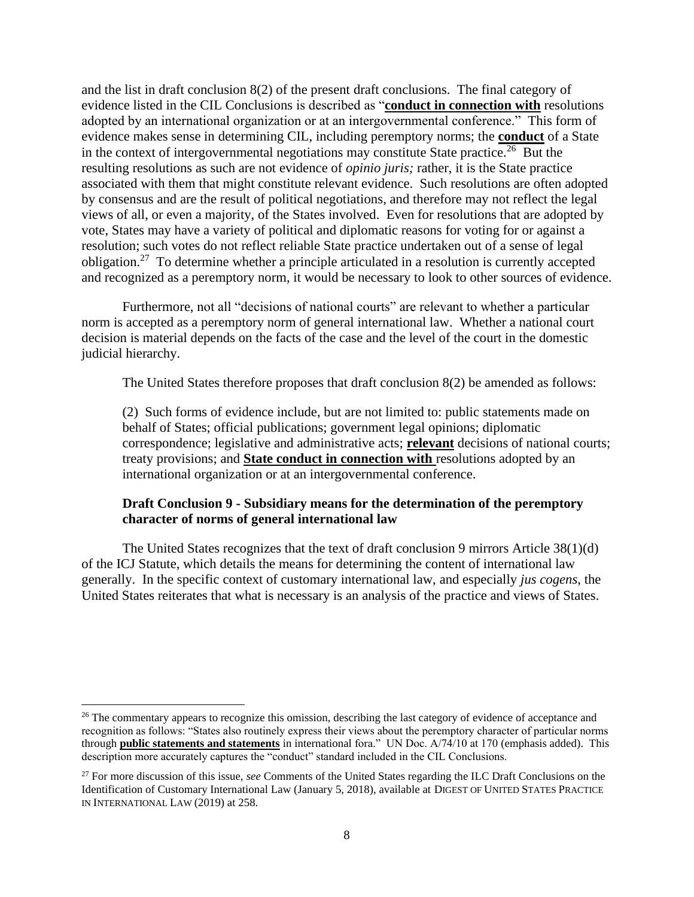and the list in draft conclusion 8(2) of the present draft conclusions. The final category of evidence listed in the CIL Conclusions is described as "**conduct in connection with** resolutions adopted by an international organization or at an intergovernmental conference." This form of evidence makes sense in determining CIL, including peremptory norms; the **conduct** of a State in the context of intergovernmental negotiations may constitute State practice.[26] But the resulting resolutions as such are not evidence of *opinio juris;* rather, it is the State practice associated with them that might constitute relevant evidence. Such resolutions are often adopted by consensus and are the result of political negotiations, and therefore may not reflect the legal views of all, or even a majority, of the States involved. Even for resolutions that are adopted by vote, States may have a variety of political and diplomatic reasons for voting for or against a resolution; such votes do not reflect reliable State practice undertaken out of a sense of legal obligation.[27] To determine whether a principle articulated in a resolution is currently accepted and recognized as a peremptory norm, it would be necessary to look to other sources of evidence.

Furthermore, not all "decisions of national courts" are relevant to whether a particular norm is accepted as a peremptory norm of general international law. Whether a national court decision is material depends on the facts of the case and the level of the court in the domestic judicial hierarchy.

The United States therefore proposes that draft conclusion 8(2) be amended as follows:

> (2) Such forms of evidence include, but are not limited to: public statements made on behalf of States; official publications; government legal opinions; diplomatic correspondence; legislative and administrative acts; **relevant** decisions of national courts; treaty provisions; and **State conduct in connection with** resolutions adopted by an international organization or at an intergovernmental conference.

**Draft Conclusion 9 - Subsidiary means for the determination of the peremptory character of norms of general international law**

The United States recognizes that the text of draft conclusion 9 mirrors Article 38(1)(d) of the ICJ Statute, which details the means for determining the content of international law generally. In the specific context of customary international law, and especially *jus cogens*, the United States reiterates that what is necessary is an analysis of the practice and views of States.

---

[26] The commentary appears to recognize this omission, describing the last category of evidence of acceptance and recognition as follows: "States also routinely express their views about the peremptory character of particular norms through **public statements and statements** in international fora." UN Doc. A/74/10 at 170 (emphasis added). This description more accurately captures the "conduct" standard included in the CIL Conclusions.

[27] For more discussion of this issue, *see* Comments of the United States regarding the ILC Draft Conclusions on the Identification of Customary International Law (January 5, 2018), available at DIGEST OF UNITED STATES PRACTICE IN INTERNATIONAL LAW (2019) at 258.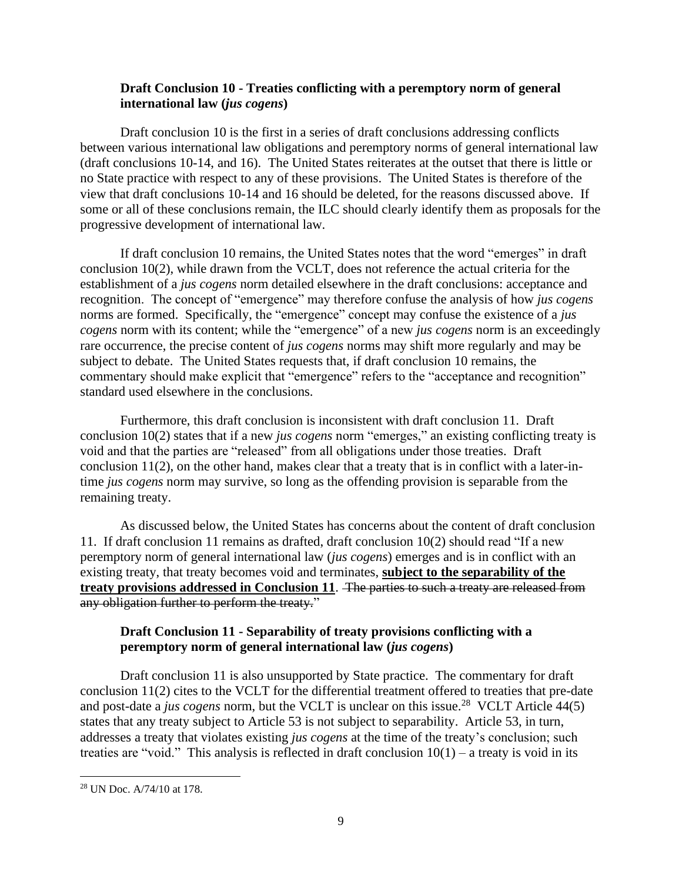### Draft Conclusion 10 - Treaties conflicting with a peremptory norm of general international law (*jus cogens*)

Draft conclusion 10 is the first in a series of draft conclusions addressing conflicts between various international law obligations and peremptory norms of general international law (draft conclusions 10-14, and 16). The United States reiterates at the outset that there is little or no State practice with respect to any of these provisions. The United States is therefore of the view that draft conclusions 10-14 and 16 should be deleted, for the reasons discussed above. If some or all of these conclusions remain, the ILC should clearly identify them as proposals for the progressive development of international law.

If draft conclusion 10 remains, the United States notes that the word "emerges" in draft conclusion 10(2), while drawn from the VCLT, does not reference the actual criteria for the establishment of a *jus cogens* norm detailed elsewhere in the draft conclusions: acceptance and recognition. The concept of "emergence" may therefore confuse the analysis of how *jus cogens* norms are formed. Specifically, the "emergence" concept may confuse the existence of a *jus cogens* norm with its content; while the "emergence" of a new *jus cogens* norm is an exceedingly rare occurrence, the precise content of *jus cogens* norms may shift more regularly and may be subject to debate. The United States requests that, if draft conclusion 10 remains, the commentary should make explicit that "emergence" refers to the "acceptance and recognition" standard used elsewhere in the conclusions.

Furthermore, this draft conclusion is inconsistent with draft conclusion 11. Draft conclusion 10(2) states that if a new *jus cogens* norm "emerges," an existing conflicting treaty is void and that the parties are "released" from all obligations under those treaties. Draft conclusion 11(2), on the other hand, makes clear that a treaty that is in conflict with a later-in-time *jus cogens* norm may survive, so long as the offending provision is separable from the remaining treaty.

As discussed below, the United States has concerns about the content of draft conclusion 11. If draft conclusion 11 remains as drafted, draft conclusion 10(2) should read "If a new peremptory norm of general international law (*jus cogens*) emerges and is in conflict with an existing treaty, that treaty becomes void and terminates, **<u>subject to the separability of the treaty provisions addressed in Conclusion 11</u>**. ~~The parties to such a treaty are released from any obligation further to perform the treaty.~~"

### Draft Conclusion 11 - Separability of treaty provisions conflicting with a peremptory norm of general international law (*jus cogens*)

Draft conclusion 11 is also unsupported by State practice. The commentary for draft conclusion 11(2) cites to the VCLT for the differential treatment offered to treaties that pre-date and post-date a *jus cogens* norm, but the VCLT is unclear on this issue.[28] VCLT Article 44(5) states that any treaty subject to Article 53 is not subject to separability. Article 53, in turn, addresses a treaty that violates existing *jus cogens* at the time of the treaty's conclusion; such treaties are "void." This analysis is reflected in draft conclusion 10(1) – a treaty is void in its

[28] UN Doc. A/74/10 at 178.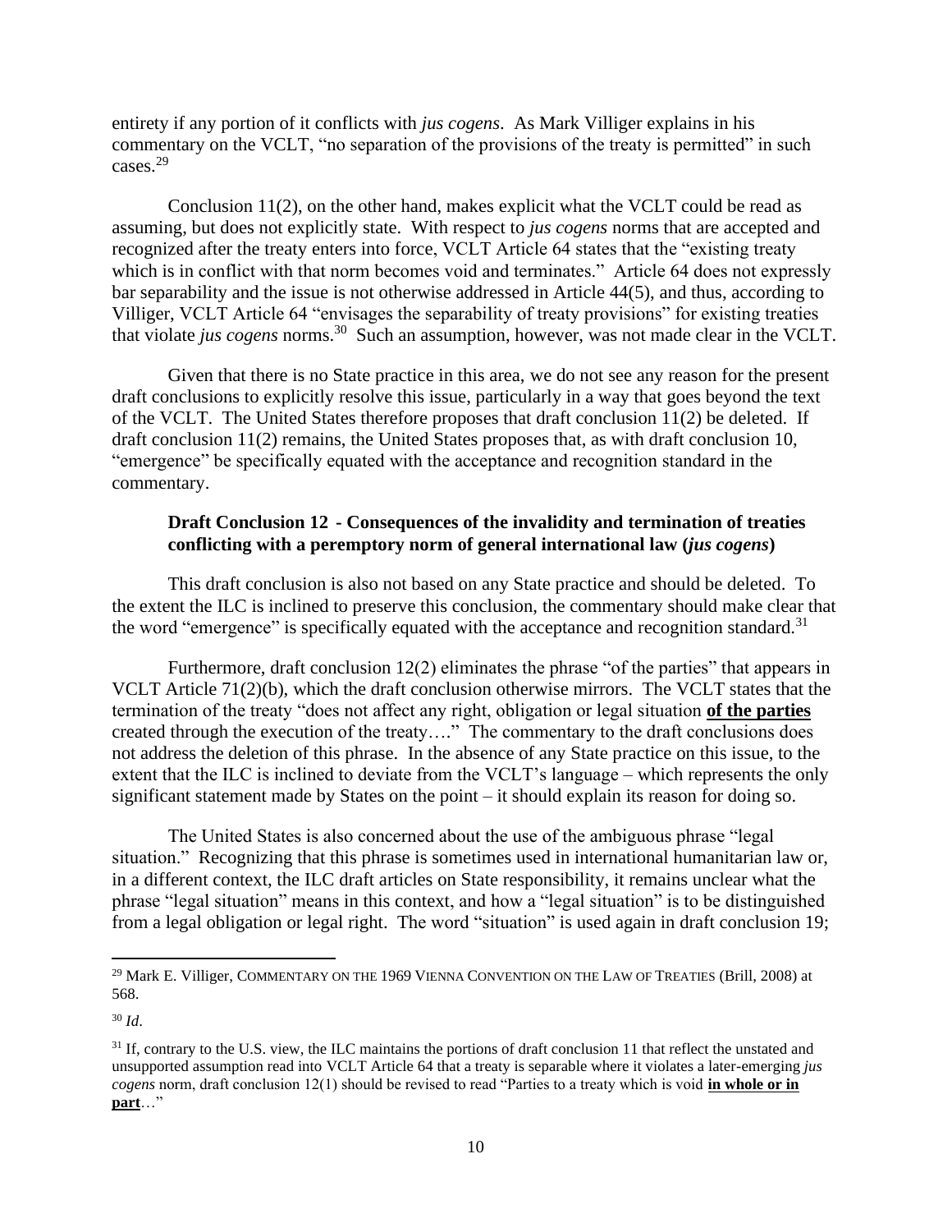entirety if any portion of it conflicts with *jus cogens*. As Mark Villiger explains in his commentary on the VCLT, "no separation of the provisions of the treaty is permitted" in such cases.[29]

Conclusion 11(2), on the other hand, makes explicit what the VCLT could be read as assuming, but does not explicitly state. With respect to *jus cogens* norms that are accepted and recognized after the treaty enters into force, VCLT Article 64 states that the "existing treaty which is in conflict with that norm becomes void and terminates." Article 64 does not expressly bar separability and the issue is not otherwise addressed in Article 44(5), and thus, according to Villiger, VCLT Article 64 "envisages the separability of treaty provisions" for existing treaties that violate *jus cogens* norms.[30] Such an assumption, however, was not made clear in the VCLT.

Given that there is no State practice in this area, we do not see any reason for the present draft conclusions to explicitly resolve this issue, particularly in a way that goes beyond the text of the VCLT. The United States therefore proposes that draft conclusion 11(2) be deleted. If draft conclusion 11(2) remains, the United States proposes that, as with draft conclusion 10, "emergence" be specifically equated with the acceptance and recognition standard in the commentary.

**Draft Conclusion 12 - Consequences of the invalidity and termination of treaties conflicting with a peremptory norm of general international law (*jus cogens*)**

This draft conclusion is also not based on any State practice and should be deleted. To the extent the ILC is inclined to preserve this conclusion, the commentary should make clear that the word "emergence" is specifically equated with the acceptance and recognition standard.[31]

Furthermore, draft conclusion 12(2) eliminates the phrase "of the parties" that appears in VCLT Article 71(2)(b), which the draft conclusion otherwise mirrors. The VCLT states that the termination of the treaty "does not affect any right, obligation or legal situation **of the parties** created through the execution of the treaty…." The commentary to the draft conclusions does not address the deletion of this phrase. In the absence of any State practice on this issue, to the extent that the ILC is inclined to deviate from the VCLT's language – which represents the only significant statement made by States on the point – it should explain its reason for doing so.

The United States is also concerned about the use of the ambiguous phrase "legal situation." Recognizing that this phrase is sometimes used in international humanitarian law or, in a different context, the ILC draft articles on State responsibility, it remains unclear what the phrase "legal situation" means in this context, and how a "legal situation" is to be distinguished from a legal obligation or legal right. The word "situation" is used again in draft conclusion 19;

---

[29] Mark E. Villiger, COMMENTARY ON THE 1969 VIENNA CONVENTION ON THE LAW OF TREATIES (Brill, 2008) at 568.

[30] *Id*.

[31] If, contrary to the U.S. view, the ILC maintains the portions of draft conclusion 11 that reflect the unstated and unsupported assumption read into VCLT Article 64 that a treaty is separable where it violates a later-emerging *jus cogens* norm, draft conclusion 12(1) should be revised to read "Parties to a treaty which is void **in whole or in part**…"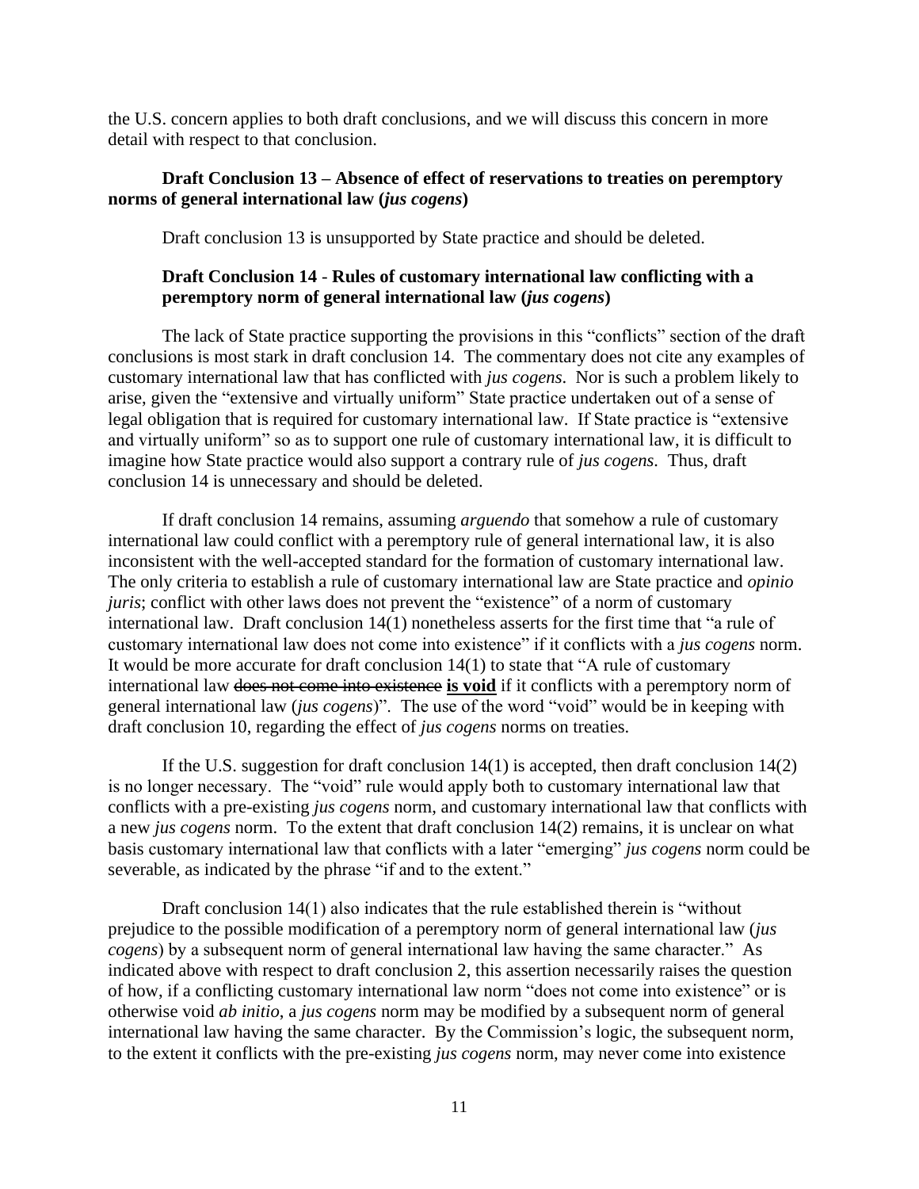the U.S. concern applies to both draft conclusions, and we will discuss this concern in more detail with respect to that conclusion.

**Draft Conclusion 13 – Absence of effect of reservations to treaties on peremptory norms of general international law (*jus cogens*)**

Draft conclusion 13 is unsupported by State practice and should be deleted.

**Draft Conclusion 14 - Rules of customary international law conflicting with a peremptory norm of general international law (*jus cogens*)**

The lack of State practice supporting the provisions in this "conflicts" section of the draft conclusions is most stark in draft conclusion 14. The commentary does not cite any examples of customary international law that has conflicted with *jus cogens*. Nor is such a problem likely to arise, given the "extensive and virtually uniform" State practice undertaken out of a sense of legal obligation that is required for customary international law. If State practice is "extensive and virtually uniform" so as to support one rule of customary international law, it is difficult to imagine how State practice would also support a contrary rule of *jus cogens*. Thus, draft conclusion 14 is unnecessary and should be deleted.

If draft conclusion 14 remains, assuming *arguendo* that somehow a rule of customary international law could conflict with a peremptory rule of general international law, it is also inconsistent with the well-accepted standard for the formation of customary international law. The only criteria to establish a rule of customary international law are State practice and *opinio juris*; conflict with other laws does not prevent the "existence" of a norm of customary international law. Draft conclusion 14(1) nonetheless asserts for the first time that "a rule of customary international law does not come into existence" if it conflicts with a *jus cogens* norm. It would be more accurate for draft conclusion 14(1) to state that "A rule of customary international law ~~does not come into existence~~ **is void** if it conflicts with a peremptory norm of general international law (*jus cogens*)". The use of the word "void" would be in keeping with draft conclusion 10, regarding the effect of *jus cogens* norms on treaties.

If the U.S. suggestion for draft conclusion 14(1) is accepted, then draft conclusion 14(2) is no longer necessary. The "void" rule would apply both to customary international law that conflicts with a pre-existing *jus cogens* norm, and customary international law that conflicts with a new *jus cogens* norm. To the extent that draft conclusion 14(2) remains, it is unclear on what basis customary international law that conflicts with a later "emerging" *jus cogens* norm could be severable, as indicated by the phrase "if and to the extent."

Draft conclusion 14(1) also indicates that the rule established therein is "without prejudice to the possible modification of a peremptory norm of general international law (*jus cogens*) by a subsequent norm of general international law having the same character." As indicated above with respect to draft conclusion 2, this assertion necessarily raises the question of how, if a conflicting customary international law norm "does not come into existence" or is otherwise void *ab initio*, a *jus cogens* norm may be modified by a subsequent norm of general international law having the same character. By the Commission's logic, the subsequent norm, to the extent it conflicts with the pre-existing *jus cogens* norm, may never come into existence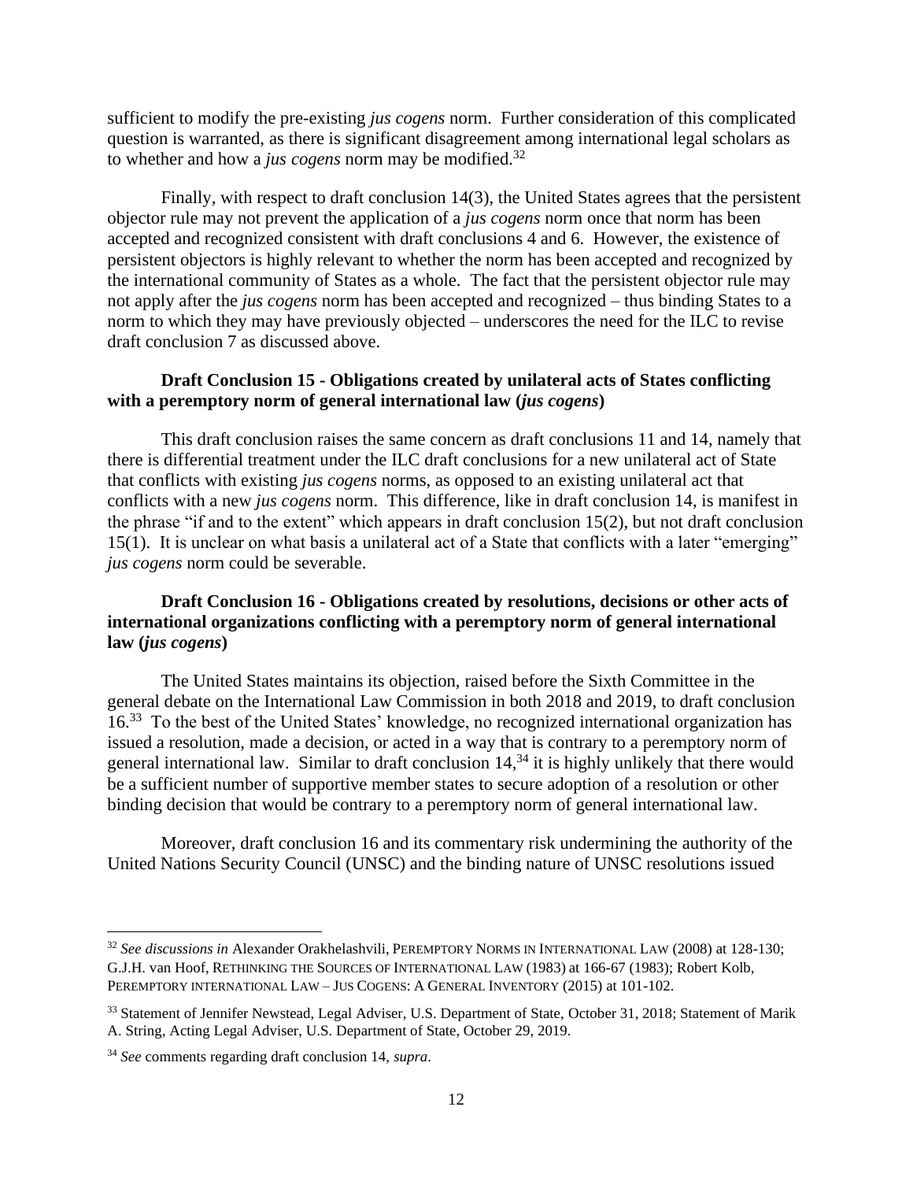sufficient to modify the pre-existing *jus cogens* norm. Further consideration of this complicated question is warranted, as there is significant disagreement among international legal scholars as to whether and how a *jus cogens* norm may be modified.[32]

Finally, with respect to draft conclusion 14(3), the United States agrees that the persistent objector rule may not prevent the application of a *jus cogens* norm once that norm has been accepted and recognized consistent with draft conclusions 4 and 6. However, the existence of persistent objectors is highly relevant to whether the norm has been accepted and recognized by the international community of States as a whole. The fact that the persistent objector rule may not apply after the *jus cogens* norm has been accepted and recognized – thus binding States to a norm to which they may have previously objected – underscores the need for the ILC to revise draft conclusion 7 as discussed above.

**Draft Conclusion 15 - Obligations created by unilateral acts of States conflicting with a peremptory norm of general international law (*jus cogens*)**

This draft conclusion raises the same concern as draft conclusions 11 and 14, namely that there is differential treatment under the ILC draft conclusions for a new unilateral act of State that conflicts with existing *jus cogens* norms, as opposed to an existing unilateral act that conflicts with a new *jus cogens* norm. This difference, like in draft conclusion 14, is manifest in the phrase "if and to the extent" which appears in draft conclusion 15(2), but not draft conclusion 15(1). It is unclear on what basis a unilateral act of a State that conflicts with a later "emerging" *jus cogens* norm could be severable.

**Draft Conclusion 16 - Obligations created by resolutions, decisions or other acts of international organizations conflicting with a peremptory norm of general international law (*jus cogens*)**

The United States maintains its objection, raised before the Sixth Committee in the general debate on the International Law Commission in both 2018 and 2019, to draft conclusion 16.[33] To the best of the United States' knowledge, no recognized international organization has issued a resolution, made a decision, or acted in a way that is contrary to a peremptory norm of general international law. Similar to draft conclusion 14,[34] it is highly unlikely that there would be a sufficient number of supportive member states to secure adoption of a resolution or other binding decision that would be contrary to a peremptory norm of general international law.

Moreover, draft conclusion 16 and its commentary risk undermining the authority of the United Nations Security Council (UNSC) and the binding nature of UNSC resolutions issued

---

[32] *See discussions in* Alexander Orakhelashvili, PEREMPTORY NORMS IN INTERNATIONAL LAW (2008) at 128-130; G.J.H. van Hoof, RETHINKING THE SOURCES OF INTERNATIONAL LAW (1983) at 166-67 (1983); Robert Kolb, PEREMPTORY INTERNATIONAL LAW – JUS COGENS: A GENERAL INVENTORY (2015) at 101-102.

[33] Statement of Jennifer Newstead, Legal Adviser, U.S. Department of State, October 31, 2018; Statement of Marik A. String, Acting Legal Adviser, U.S. Department of State, October 29, 2019.

[34] *See* comments regarding draft conclusion 14, *supra*.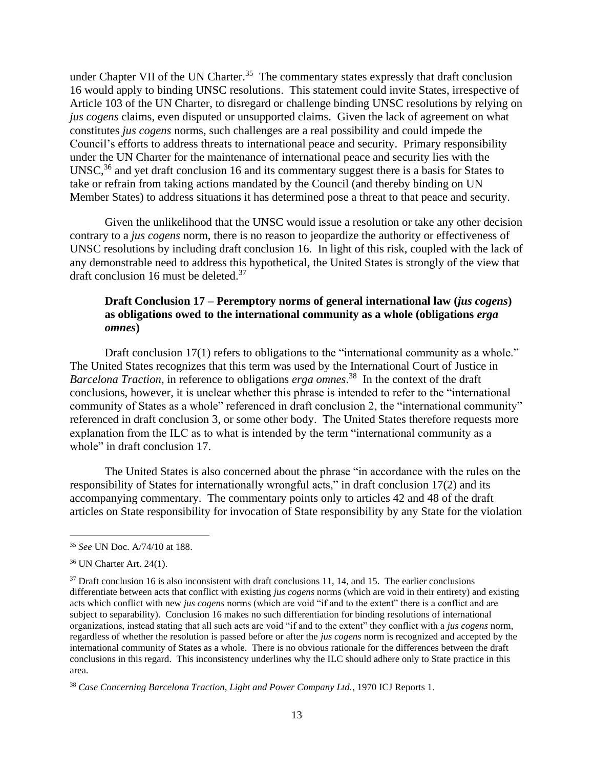under Chapter VII of the UN Charter.[35] The commentary states expressly that draft conclusion 16 would apply to binding UNSC resolutions. This statement could invite States, irrespective of Article 103 of the UN Charter, to disregard or challenge binding UNSC resolutions by relying on *jus cogens* claims, even disputed or unsupported claims. Given the lack of agreement on what constitutes *jus cogens* norms, such challenges are a real possibility and could impede the Council's efforts to address threats to international peace and security. Primary responsibility under the UN Charter for the maintenance of international peace and security lies with the UNSC,[36] and yet draft conclusion 16 and its commentary suggest there is a basis for States to take or refrain from taking actions mandated by the Council (and thereby binding on UN Member States) to address situations it has determined pose a threat to that peace and security.

Given the unlikelihood that the UNSC would issue a resolution or take any other decision contrary to a *jus cogens* norm, there is no reason to jeopardize the authority or effectiveness of UNSC resolutions by including draft conclusion 16. In light of this risk, coupled with the lack of any demonstrable need to address this hypothetical, the United States is strongly of the view that draft conclusion 16 must be deleted.[37]

**Draft Conclusion 17 – Peremptory norms of general international law (*jus cogens*) as obligations owed to the international community as a whole (obligations *erga omnes*)**

Draft conclusion 17(1) refers to obligations to the "international community as a whole." The United States recognizes that this term was used by the International Court of Justice in *Barcelona Traction*, in reference to obligations *erga omnes*.[38] In the context of the draft conclusions, however, it is unclear whether this phrase is intended to refer to the "international community of States as a whole" referenced in draft conclusion 2, the "international community" referenced in draft conclusion 3, or some other body. The United States therefore requests more explanation from the ILC as to what is intended by the term "international community as a whole" in draft conclusion 17.

The United States is also concerned about the phrase "in accordance with the rules on the responsibility of States for internationally wrongful acts," in draft conclusion 17(2) and its accompanying commentary. The commentary points only to articles 42 and 48 of the draft articles on State responsibility for invocation of State responsibility by any State for the violation

---

[35] *See* UN Doc. A/74/10 at 188.

[36] UN Charter Art. 24(1).

[37] Draft conclusion 16 is also inconsistent with draft conclusions 11, 14, and 15. The earlier conclusions differentiate between acts that conflict with existing *jus cogens* norms (which are void in their entirety) and existing acts which conflict with new *jus cogens* norms (which are void "if and to the extent" there is a conflict and are subject to separability). Conclusion 16 makes no such differentiation for binding resolutions of international organizations, instead stating that all such acts are void "if and to the extent" they conflict with a *jus cogens* norm, regardless of whether the resolution is passed before or after the *jus cogens* norm is recognized and accepted by the international community of States as a whole. There is no obvious rationale for the differences between the draft conclusions in this regard. This inconsistency underlines why the ILC should adhere only to State practice in this area.

[38] *Case Concerning Barcelona Traction, Light and Power Company Ltd.*, 1970 ICJ Reports 1.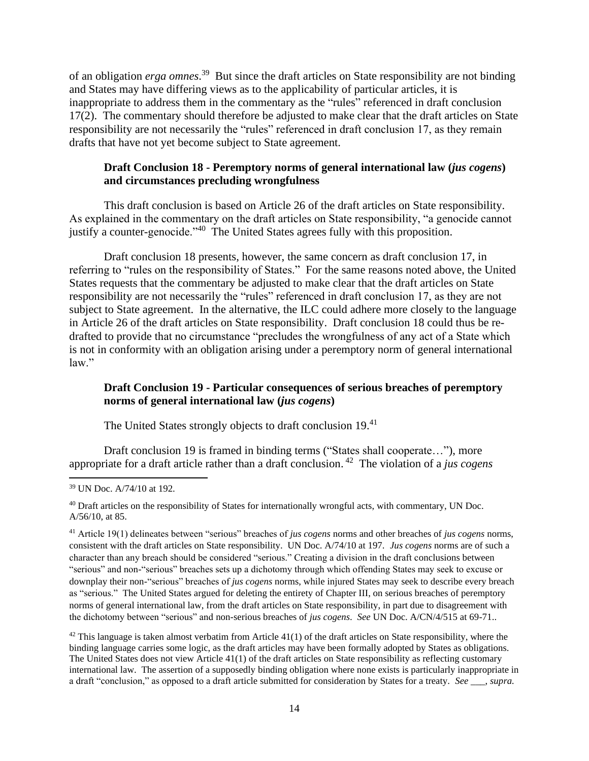of an obligation *erga omnes*.[39] But since the draft articles on State responsibility are not binding and States may have differing views as to the applicability of particular articles, it is inappropriate to address them in the commentary as the "rules" referenced in draft conclusion 17(2). The commentary should therefore be adjusted to make clear that the draft articles on State responsibility are not necessarily the "rules" referenced in draft conclusion 17, as they remain drafts that have not yet become subject to State agreement.

**Draft Conclusion 18 - Peremptory norms of general international law (*jus cogens*) and circumstances precluding wrongfulness**

This draft conclusion is based on Article 26 of the draft articles on State responsibility. As explained in the commentary on the draft articles on State responsibility, "a genocide cannot justify a counter-genocide."[40] The United States agrees fully with this proposition.

Draft conclusion 18 presents, however, the same concern as draft conclusion 17, in referring to "rules on the responsibility of States." For the same reasons noted above, the United States requests that the commentary be adjusted to make clear that the draft articles on State responsibility are not necessarily the "rules" referenced in draft conclusion 17, as they are not subject to State agreement. In the alternative, the ILC could adhere more closely to the language in Article 26 of the draft articles on State responsibility. Draft conclusion 18 could thus be re-drafted to provide that no circumstance "precludes the wrongfulness of any act of a State which is not in conformity with an obligation arising under a peremptory norm of general international law."

**Draft Conclusion 19 - Particular consequences of serious breaches of peremptory norms of general international law (*jus cogens*)**

The United States strongly objects to draft conclusion 19.[41]

Draft conclusion 19 is framed in binding terms ("States shall cooperate…"), more appropriate for a draft article rather than a draft conclusion.[42] The violation of a *jus cogens*

---

[39] UN Doc. A/74/10 at 192.

[40] Draft articles on the responsibility of States for internationally wrongful acts, with commentary, UN Doc. A/56/10, at 85.

[41] Article 19(1) delineates between "serious" breaches of *jus cogens* norms and other breaches of *jus cogens* norms, consistent with the draft articles on State responsibility. UN Doc. A/74/10 at 197. *Jus cogens* norms are of such a character than any breach should be considered "serious." Creating a division in the draft conclusions between "serious" and non-"serious" breaches sets up a dichotomy through which offending States may seek to excuse or downplay their non-"serious" breaches of *jus cogens* norms, while injured States may seek to describe every breach as "serious." The United States argued for deleting the entirety of Chapter III, on serious breaches of peremptory norms of general international law, from the draft articles on State responsibility, in part due to disagreement with the dichotomy between "serious" and non-serious breaches of *jus cogens*. *See* UN Doc. A/CN/4/515 at 69-71..

[42] This language is taken almost verbatim from Article 41(1) of the draft articles on State responsibility, where the binding language carries some logic, as the draft articles may have been formally adopted by States as obligations. The United States does not view Article 41(1) of the draft articles on State responsibility as reflecting customary international law. The assertion of a supposedly binding obligation where none exists is particularly inappropriate in a draft "conclusion," as opposed to a draft article submitted for consideration by States for a treaty. *See* ___, *supra.*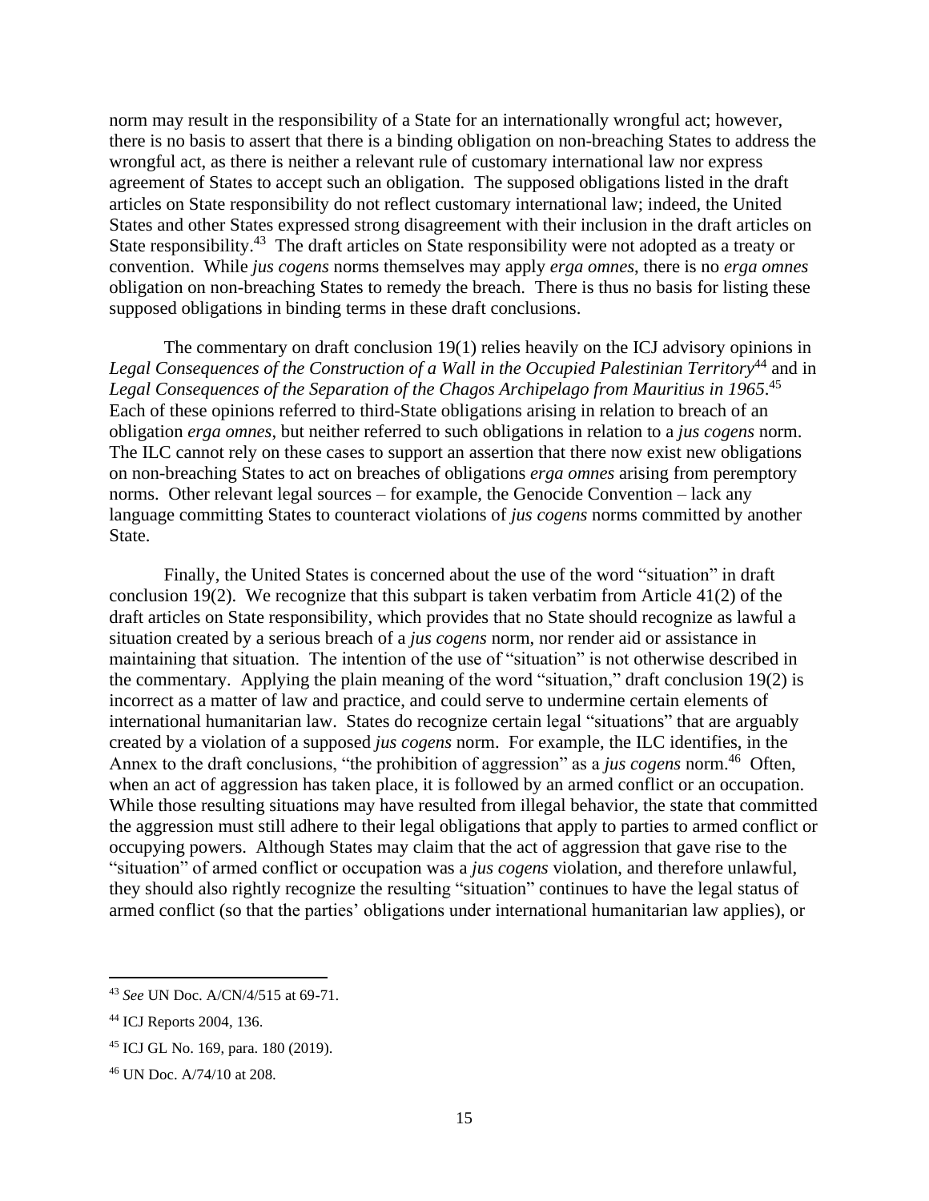norm may result in the responsibility of a State for an internationally wrongful act; however, there is no basis to assert that there is a binding obligation on non-breaching States to address the wrongful act, as there is neither a relevant rule of customary international law nor express agreement of States to accept such an obligation. The supposed obligations listed in the draft articles on State responsibility do not reflect customary international law; indeed, the United States and other States expressed strong disagreement with their inclusion in the draft articles on State responsibility.[43] The draft articles on State responsibility were not adopted as a treaty or convention. While *jus cogens* norms themselves may apply *erga omnes*, there is no *erga omnes* obligation on non-breaching States to remedy the breach. There is thus no basis for listing these supposed obligations in binding terms in these draft conclusions.

The commentary on draft conclusion 19(1) relies heavily on the ICJ advisory opinions in *Legal Consequences of the Construction of a Wall in the Occupied Palestinian Territory*[44] and in *Legal Consequences of the Separation of the Chagos Archipelago from Mauritius in 1965*.[45] Each of these opinions referred to third-State obligations arising in relation to breach of an obligation *erga omnes*, but neither referred to such obligations in relation to a *jus cogens* norm. The ILC cannot rely on these cases to support an assertion that there now exist new obligations on non-breaching States to act on breaches of obligations *erga omnes* arising from peremptory norms. Other relevant legal sources – for example, the Genocide Convention – lack any language committing States to counteract violations of *jus cogens* norms committed by another State.

Finally, the United States is concerned about the use of the word "situation" in draft conclusion 19(2). We recognize that this subpart is taken verbatim from Article 41(2) of the draft articles on State responsibility, which provides that no State should recognize as lawful a situation created by a serious breach of a *jus cogens* norm, nor render aid or assistance in maintaining that situation. The intention of the use of "situation" is not otherwise described in the commentary. Applying the plain meaning of the word "situation," draft conclusion 19(2) is incorrect as a matter of law and practice, and could serve to undermine certain elements of international humanitarian law. States do recognize certain legal "situations" that are arguably created by a violation of a supposed *jus cogens* norm. For example, the ILC identifies, in the Annex to the draft conclusions, "the prohibition of aggression" as a *jus cogens* norm.[46] Often, when an act of aggression has taken place, it is followed by an armed conflict or an occupation. While those resulting situations may have resulted from illegal behavior, the state that committed the aggression must still adhere to their legal obligations that apply to parties to armed conflict or occupying powers. Although States may claim that the act of aggression that gave rise to the "situation" of armed conflict or occupation was a *jus cogens* violation, and therefore unlawful, they should also rightly recognize the resulting "situation" continues to have the legal status of armed conflict (so that the parties' obligations under international humanitarian law applies), or

---

[43] *See* UN Doc. A/CN/4/515 at 69-71.

[44] ICJ Reports 2004, 136.

[45] ICJ GL No. 169, para. 180 (2019).

[46] UN Doc. A/74/10 at 208.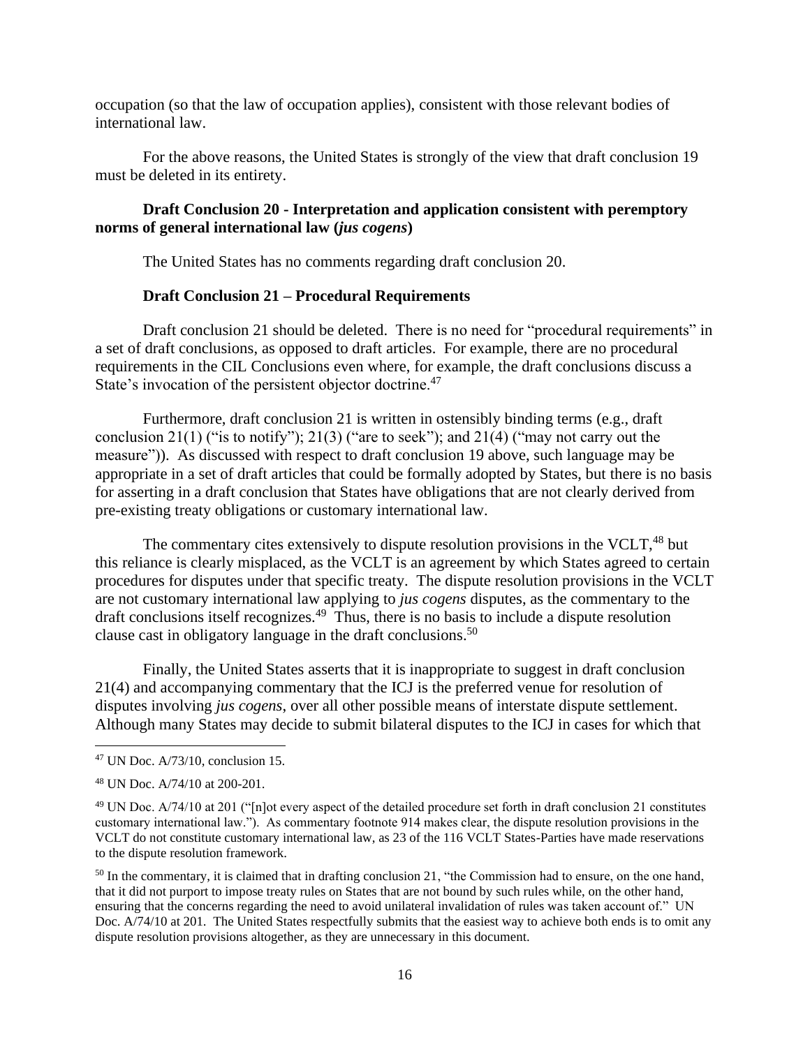occupation (so that the law of occupation applies), consistent with those relevant bodies of international law.

For the above reasons, the United States is strongly of the view that draft conclusion 19 must be deleted in its entirety.

**Draft Conclusion 20 - Interpretation and application consistent with peremptory norms of general international law (*jus cogens*)**

The United States has no comments regarding draft conclusion 20.

**Draft Conclusion 21 – Procedural Requirements**

Draft conclusion 21 should be deleted. There is no need for "procedural requirements" in a set of draft conclusions, as opposed to draft articles. For example, there are no procedural requirements in the CIL Conclusions even where, for example, the draft conclusions discuss a State's invocation of the persistent objector doctrine.[47]

Furthermore, draft conclusion 21 is written in ostensibly binding terms (e.g., draft conclusion 21(1) ("is to notify"); 21(3) ("are to seek"); and 21(4) ("may not carry out the measure")). As discussed with respect to draft conclusion 19 above, such language may be appropriate in a set of draft articles that could be formally adopted by States, but there is no basis for asserting in a draft conclusion that States have obligations that are not clearly derived from pre-existing treaty obligations or customary international law.

The commentary cites extensively to dispute resolution provisions in the VCLT,[48] but this reliance is clearly misplaced, as the VCLT is an agreement by which States agreed to certain procedures for disputes under that specific treaty. The dispute resolution provisions in the VCLT are not customary international law applying to *jus cogens* disputes, as the commentary to the draft conclusions itself recognizes.[49] Thus, there is no basis to include a dispute resolution clause cast in obligatory language in the draft conclusions.[50]

Finally, the United States asserts that it is inappropriate to suggest in draft conclusion 21(4) and accompanying commentary that the ICJ is the preferred venue for resolution of disputes involving *jus cogens*, over all other possible means of interstate dispute settlement. Although many States may decide to submit bilateral disputes to the ICJ in cases for which that

---

[47] UN Doc. A/73/10, conclusion 15.

[48] UN Doc. A/74/10 at 200-201.

[49] UN Doc. A/74/10 at 201 ("[n]ot every aspect of the detailed procedure set forth in draft conclusion 21 constitutes customary international law."). As commentary footnote 914 makes clear, the dispute resolution provisions in the VCLT do not constitute customary international law, as 23 of the 116 VCLT States-Parties have made reservations to the dispute resolution framework.

[50] In the commentary, it is claimed that in drafting conclusion 21, "the Commission had to ensure, on the one hand, that it did not purport to impose treaty rules on States that are not bound by such rules while, on the other hand, ensuring that the concerns regarding the need to avoid unilateral invalidation of rules was taken account of." UN Doc. A/74/10 at 201. The United States respectfully submits that the easiest way to achieve both ends is to omit any dispute resolution provisions altogether, as they are unnecessary in this document.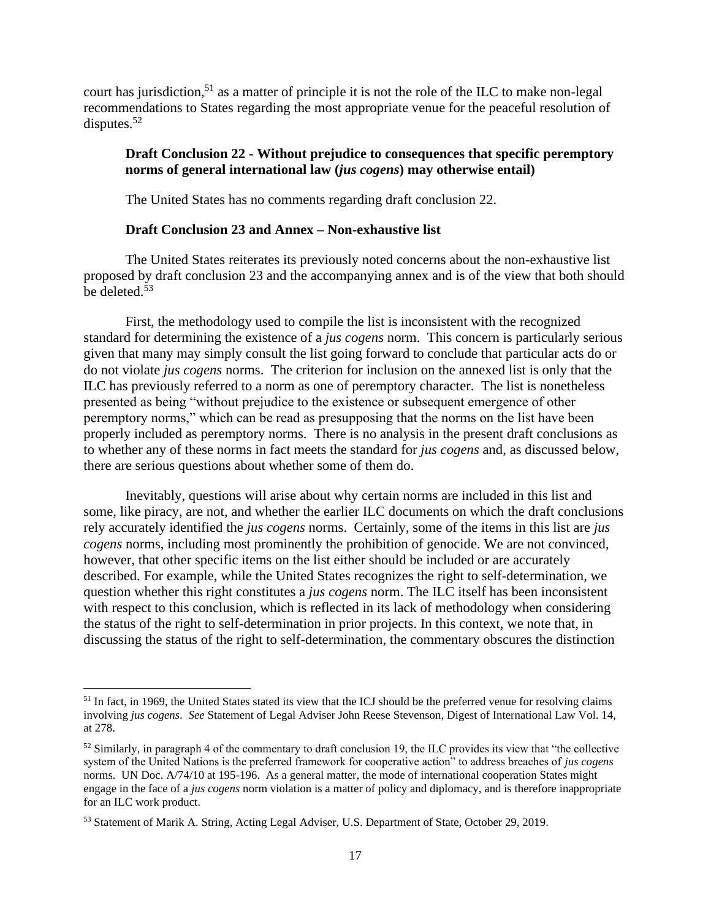court has jurisdiction,[51] as a matter of principle it is not the role of the ILC to make non-legal recommendations to States regarding the most appropriate venue for the peaceful resolution of disputes.[52]

**Draft Conclusion 22 - Without prejudice to consequences that specific peremptory norms of general international law (*jus cogens*) may otherwise entail)**

The United States has no comments regarding draft conclusion 22.

**Draft Conclusion 23 and Annex – Non-exhaustive list**

The United States reiterates its previously noted concerns about the non-exhaustive list proposed by draft conclusion 23 and the accompanying annex and is of the view that both should be deleted.[53]

First, the methodology used to compile the list is inconsistent with the recognized standard for determining the existence of a *jus cogens* norm. This concern is particularly serious given that many may simply consult the list going forward to conclude that particular acts do or do not violate *jus cogens* norms. The criterion for inclusion on the annexed list is only that the ILC has previously referred to a norm as one of peremptory character. The list is nonetheless presented as being "without prejudice to the existence or subsequent emergence of other peremptory norms," which can be read as presupposing that the norms on the list have been properly included as peremptory norms. There is no analysis in the present draft conclusions as to whether any of these norms in fact meets the standard for *jus cogens* and, as discussed below, there are serious questions about whether some of them do.

Inevitably, questions will arise about why certain norms are included in this list and some, like piracy, are not, and whether the earlier ILC documents on which the draft conclusions rely accurately identified the *jus cogens* norms. Certainly, some of the items in this list are *jus cogens* norms, including most prominently the prohibition of genocide. We are not convinced, however, that other specific items on the list either should be included or are accurately described. For example, while the United States recognizes the right to self-determination, we question whether this right constitutes a *jus cogens* norm. The ILC itself has been inconsistent with respect to this conclusion, which is reflected in its lack of methodology when considering the status of the right to self-determination in prior projects. In this context, we note that, in discussing the status of the right to self-determination, the commentary obscures the distinction

---

[51] In fact, in 1969, the United States stated its view that the ICJ should be the preferred venue for resolving claims involving *jus cogens*. *See* Statement of Legal Adviser John Reese Stevenson, Digest of International Law Vol. 14, at 278.

[52] Similarly, in paragraph 4 of the commentary to draft conclusion 19, the ILC provides its view that "the collective system of the United Nations is the preferred framework for cooperative action" to address breaches of *jus cogens* norms. UN Doc. A/74/10 at 195-196. As a general matter, the mode of international cooperation States might engage in the face of a *jus cogens* norm violation is a matter of policy and diplomacy, and is therefore inappropriate for an ILC work product.

[53] Statement of Marik A. String, Acting Legal Adviser, U.S. Department of State, October 29, 2019.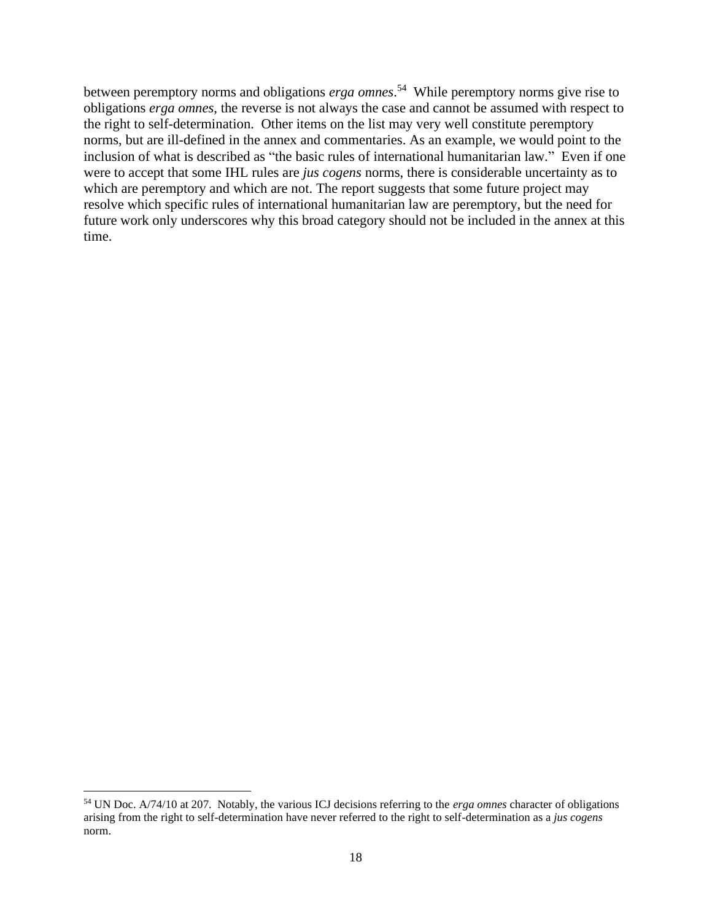between peremptory norms and obligations *erga omnes*.[54] While peremptory norms give rise to obligations *erga omnes*, the reverse is not always the case and cannot be assumed with respect to the right to self-determination. Other items on the list may very well constitute peremptory norms, but are ill-defined in the annex and commentaries. As an example, we would point to the inclusion of what is described as "the basic rules of international humanitarian law." Even if one were to accept that some IHL rules are *jus cogens* norms, there is considerable uncertainty as to which are peremptory and which are not. The report suggests that some future project may resolve which specific rules of international humanitarian law are peremptory, but the need for future work only underscores why this broad category should not be included in the annex at this time.

---

[54] UN Doc. A/74/10 at 207. Notably, the various ICJ decisions referring to the *erga omnes* character of obligations arising from the right to self-determination have never referred to the right to self-determination as a *jus cogens* norm.